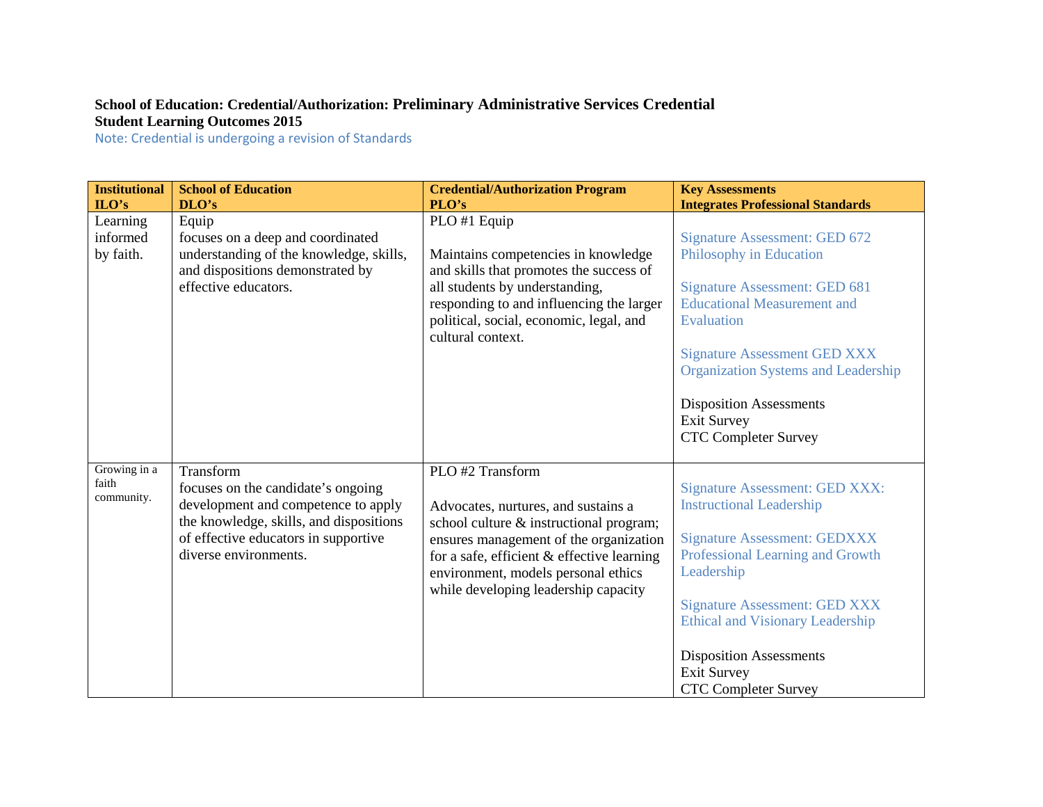**School of Education: Credential/Authorization: Preliminary Administrative Services Credential**
**Student Learning Outcomes 2015**

Note: Credential is undergoing a revision of Standards

| Institutional ILO's | School of Education DLO's | Credential/Authorization Program PLO's | Key Assessments Integrates Professional Standards |
|---|---|---|---|
| Learning informed by faith. | Equip<br>focuses on a deep and coordinated understanding of the knowledge, skills, and dispositions demonstrated by effective educators. | PLO #1 Equip<br><br>Maintains competencies in knowledge and skills that promotes the success of all students by understanding, responding to and influencing the larger political, social, economic, legal, and cultural context. | Signature Assessment: GED 672 Philosophy in Education<br><br>Signature Assessment: GED 681 Educational Measurement and Evaluation<br><br>Signature Assessment GED XXX Organization Systems and Leadership<br><br>Disposition Assessments<br>Exit Survey<br>CTC Completer Survey |
| Growing in a faith community. | Transform<br>focuses on the candidate's ongoing development and competence to apply the knowledge, skills, and dispositions of effective educators in supportive diverse environments. | PLO #2 Transform<br><br>Advocates, nurtures, and sustains a school culture & instructional program; ensures management of the organization for a safe, efficient & effective learning environment, models personal ethics while developing leadership capacity | Signature Assessment: GED XXX: Instructional Leadership<br><br>Signature Assessment: GEDXXX Professional Learning and Growth Leadership<br><br>Signature Assessment: GED XXX Ethical and Visionary Leadership<br><br>Disposition Assessments<br>Exit Survey<br>CTC Completer Survey |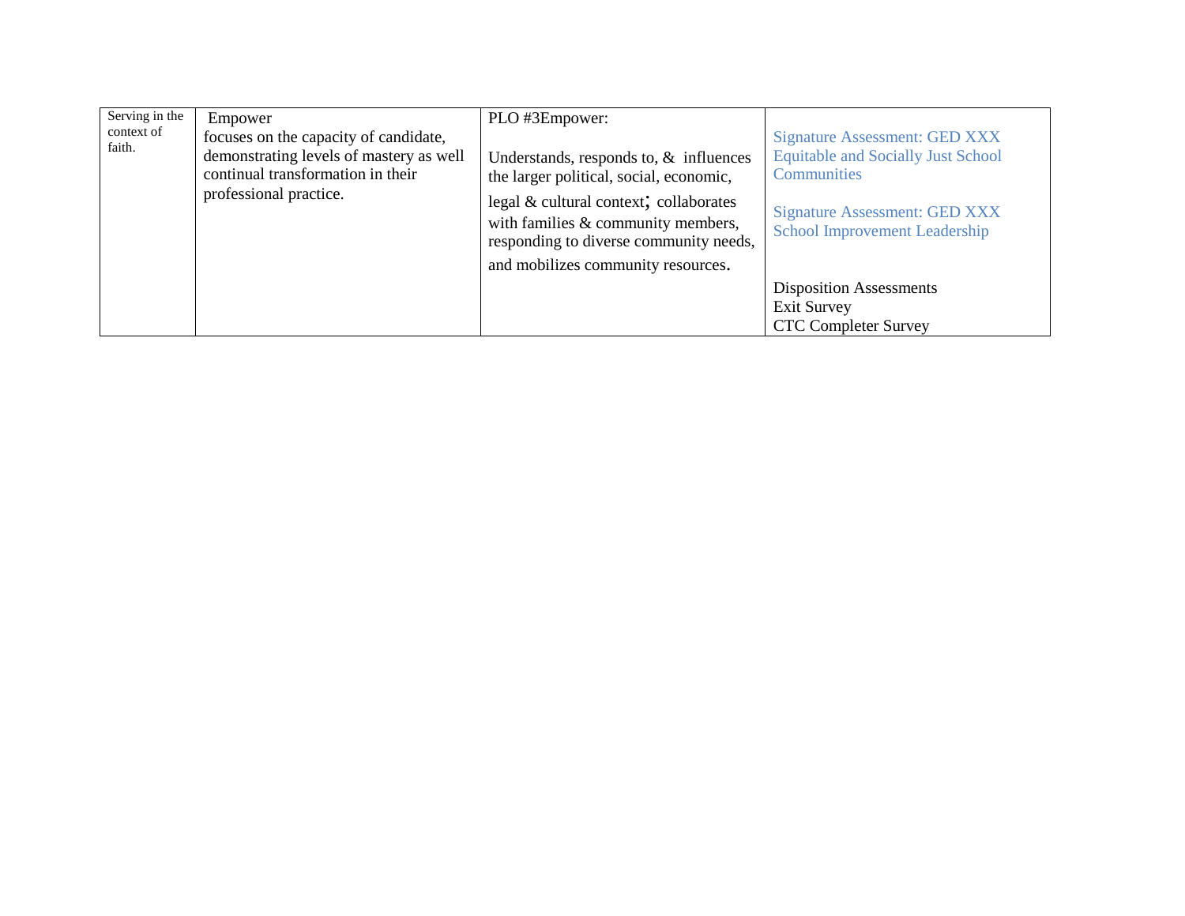| | | | |
|---|---|---|---|
| Serving in the context of faith. | Empower<br>focuses on the capacity of candidate, demonstrating levels of mastery as well continual transformation in their professional practice. | PLO #3Empower:<br><br>Understands, responds to, & influences the larger political, social, economic, legal & cultural context; collaborates with families & community members, responding to diverse community needs, and mobilizes community resources. | Signature Assessment: GED XXX Equitable and Socially Just School Communities<br><br>Signature Assessment: GED XXX School Improvement Leadership<br><br>Disposition Assessments<br>Exit Survey<br>CTC Completer Survey |